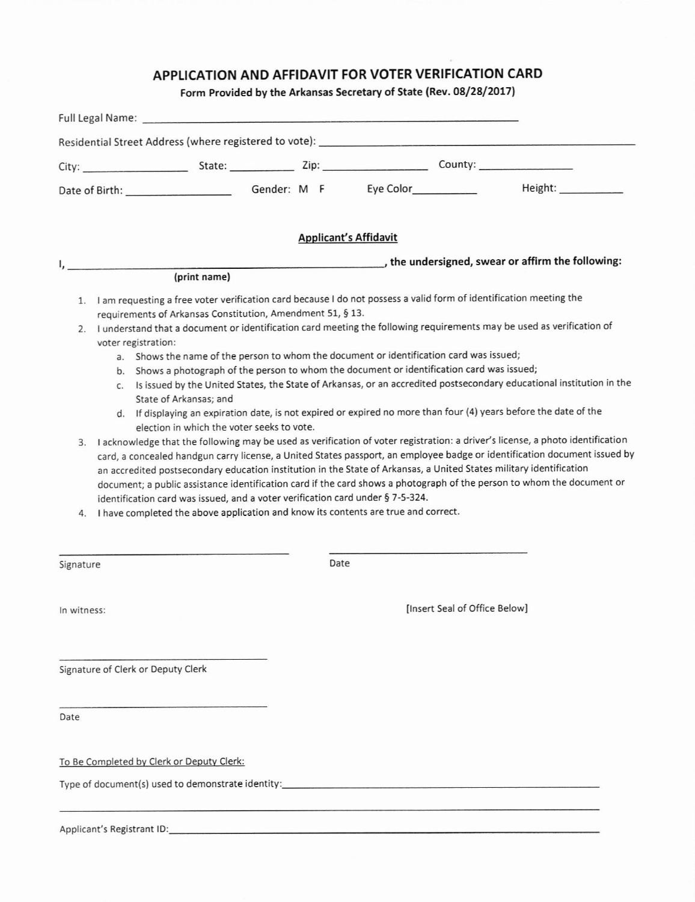# APPLICATION AND AFFIDAVIT FOR VOTER VERIFICATION CARD

**Form Provided by the Arkansas Secretary of State (Rev. 08/28/2017)**

Full Legal Name: ______________________________________________

Residential Street Address (where registered to vote): ______________________________________________

City: ________________ State: __________ Zip: ________________ County: ______________

Date of Birth: ________________ Gender: M F Eye Color__________ Height: __________

## Applicant's Affidavit

I, ______________________________________________, **the undersigned, swear or affirm the following:**

**(print name)**

1. I am requesting a free voter verification card because I do not possess a valid form of identification meeting the requirements of Arkansas Constitution, Amendment 51, § 13.
2. I understand that a document or identification card meeting the following requirements may be used as verification of voter registration:
   a. Shows the name of the person to whom the document or identification card was issued;
   b. Shows a photograph of the person to whom the document or identification card was issued;
   c. Is issued by the United States, the State of Arkansas, or an accredited postsecondary educational institution in the State of Arkansas; and
   d. If displaying an expiration date, is not expired or expired no more than four (4) years before the date of the election in which the voter seeks to vote.
3. I acknowledge that the following may be used as verification of voter registration: a driver's license, a photo identification card, a concealed handgun carry license, a United States passport, an employee badge or identification document issued by an accredited postsecondary education institution in the State of Arkansas, a United States military identification document; a public assistance identification card if the card shows a photograph of the person to whom the document or identification card was issued, and a voter verification card under § 7-5-324.
4. I have completed the above application and know its contents are true and correct.

______________________________ ______________________________

Signature Date

In witness: [Insert Seal of Office Below]

______________________________

Signature of Clerk or Deputy Clerk

______________________________

Date

To Be Completed by Clerk or Deputy Clerk:

Type of document(s) used to demonstrate identity: ______________________________________________

______________________________________________

Applicant's Registrant ID: ______________________________________________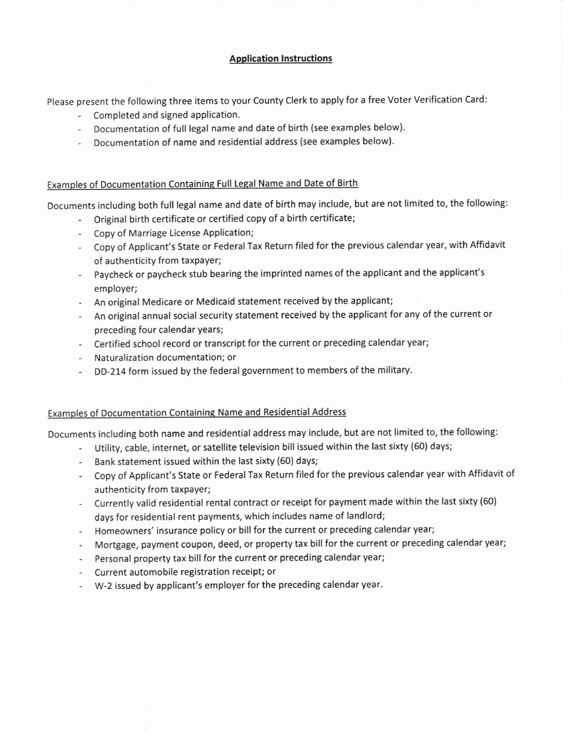## Application Instructions

Please present the following three items to your County Clerk to apply for a free Voter Verification Card:

- Completed and signed application.
- Documentation of full legal name and date of birth (see examples below).
- Documentation of name and residential address (see examples below).

### Examples of Documentation Containing Full Legal Name and Date of Birth

Documents including both full legal name and date of birth may include, but are not limited to, the following:

- Original birth certificate or certified copy of a birth certificate;
- Copy of Marriage License Application;
- Copy of Applicant's State or Federal Tax Return filed for the previous calendar year, with Affidavit of authenticity from taxpayer;
- Paycheck or paycheck stub bearing the imprinted names of the applicant and the applicant's employer;
- An original Medicare or Medicaid statement received by the applicant;
- An original annual social security statement received by the applicant for any of the current or preceding four calendar years;
- Certified school record or transcript for the current or preceding calendar year;
- Naturalization documentation; or
- DD-214 form issued by the federal government to members of the military.

### Examples of Documentation Containing Name and Residential Address

Documents including both name and residential address may include, but are not limited to, the following:

- Utility, cable, internet, or satellite television bill issued within the last sixty (60) days;
- Bank statement issued within the last sixty (60) days;
- Copy of Applicant's State or Federal Tax Return filed for the previous calendar year with Affidavit of authenticity from taxpayer;
- Currently valid residential rental contract or receipt for payment made within the last sixty (60) days for residential rent payments, which includes name of landlord;
- Homeowners' insurance policy or bill for the current or preceding calendar year;
- Mortgage, payment coupon, deed, or property tax bill for the current or preceding calendar year;
- Personal property tax bill for the current or preceding calendar year;
- Current automobile registration receipt; or
- W-2 issued by applicant's employer for the preceding calendar year.